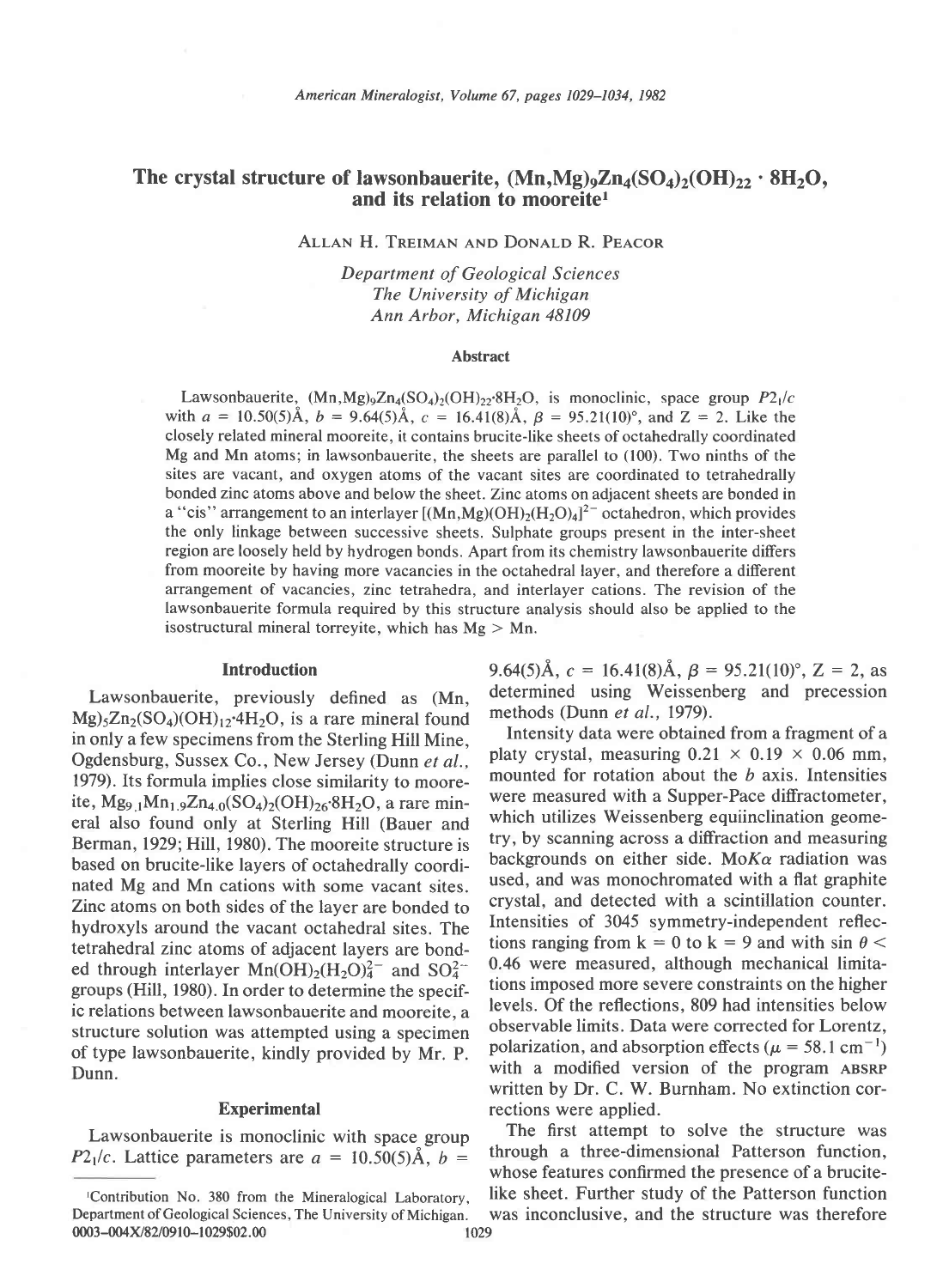# The crystal structure of lawsonbauerite, $(Mn,Mg)_9Zn_4(SO_4)_2(OH)_{22} \cdot 8H_2O$, and its relation to mooreite[1]

ALLAN H. TREIMAN AND DONALD R. PEACOR

*Department of Geological Sciences*
*The University of Michigan*
*Ann Arbor, Michigan 48109*

### Abstract

Lawsonbauerite, $(Mn,Mg)_9Zn_4(SO_4)_2(OH)_{22} \cdot 8H_2O$, is monoclinic, space group $P2_1/c$ with $a = 10.50(5)$Å, $b = 9.64(5)$Å, $c = 16.41(8)$Å, $\beta = 95.21(10)°$, and Z = 2. Like the closely related mineral mooreite, it contains brucite-like sheets of octahedrally coordinated Mg and Mn atoms; in lawsonbauerite, the sheets are parallel to (100). Two ninths of the sites are vacant, and oxygen atoms of the vacant sites are coordinated to tetrahedrally bonded zinc atoms above and below the sheet. Zinc atoms on adjacent sheets are bonded in a "cis" arrangement to an interlayer $[(Mn,Mg)(OH)_2(H_2O)_4]^{2-}$ octahedron, which provides the only linkage between successive sheets. Sulphate groups present in the inter-sheet region are loosely held by hydrogen bonds. Apart from its chemistry lawsonbauerite differs from mooreite by having more vacancies in the octahedral layer, and therefore a different arrangement of vacancies, zinc tetrahedra, and interlayer cations. The revision of the lawsonbauerite formula required by this structure analysis should also be applied to the isostructural mineral torreyite, which has Mg > Mn.

## Introduction

Lawsonbauerite, previously defined as $(Mn,Mg)_5Zn_2(SO_4)(OH)_{12} \cdot 4H_2O$, is a rare mineral found in only a few specimens from the Sterling Hill Mine, Ogdensburg, Sussex Co., New Jersey (Dunn *et al.*, 1979). Its formula implies close similarity to mooreite, $Mg_{9.1}Mn_{1.9}Zn_{4.0}(SO_4)_2(OH)_{26} \cdot 8H_2O$, a rare mineral also found only at Sterling Hill (Bauer and Berman, 1929; Hill, 1980). The mooreite structure is based on brucite-like layers of octahedrally coordinated Mg and Mn cations with some vacant sites. Zinc atoms on both sides of the layer are bonded to hydroxyls around the vacant octahedral sites. The tetrahedral zinc atoms of adjacent layers are bonded through interlayer $Mn(OH)_2(H_2O)_4^{2-}$ and $SO_4^{2-}$ groups (Hill, 1980). In order to determine the specific relations between lawsonbauerite and mooreite, a structure solution was attempted using a specimen of type lawsonbauerite, kindly provided by Mr. P. Dunn.

## Experimental

Lawsonbauerite is monoclinic with space group $P2_1/c$. Lattice parameters are $a = 10.50(5)$Å, $b = 9.64(5)$Å, $c = 16.41(8)$Å, $\beta = 95.21(10)°$, Z = 2, as determined using Weissenberg and precession methods (Dunn *et al.*, 1979).

Intensity data were obtained from a fragment of a platy crystal, measuring 0.21 × 0.19 × 0.06 mm, mounted for rotation about the *b* axis. Intensities were measured with a Supper-Pace diffractometer, which utilizes Weissenberg equiinclination geometry, by scanning across a diffraction and measuring backgrounds on either side. MoK$\alpha$ radiation was used, and was monochromated with a flat graphite crystal, and detected with a scintillation counter. Intensities of 3045 symmetry-independent reflections ranging from k = 0 to k = 9 and with sin $\theta <$ 0.46 were measured, although mechanical limitations imposed more severe constraints on the higher levels. Of the reflections, 809 had intensities below observable limits. Data were corrected for Lorentz, polarization, and absorption effects ($\mu = 58.1$ cm$^{-1}$) with a modified version of the program ABSRP written by Dr. C. W. Burnham. No extinction corrections were applied.

The first attempt to solve the structure was through a three-dimensional Patterson function, whose features confirmed the presence of a brucite-like sheet. Further study of the Patterson function was inconclusive, and the structure was therefore

[1] Contribution No. 380 from the Mineralogical Laboratory, Department of Geological Sciences, The University of Michigan.
0003-004X/82/0910-1029$02.00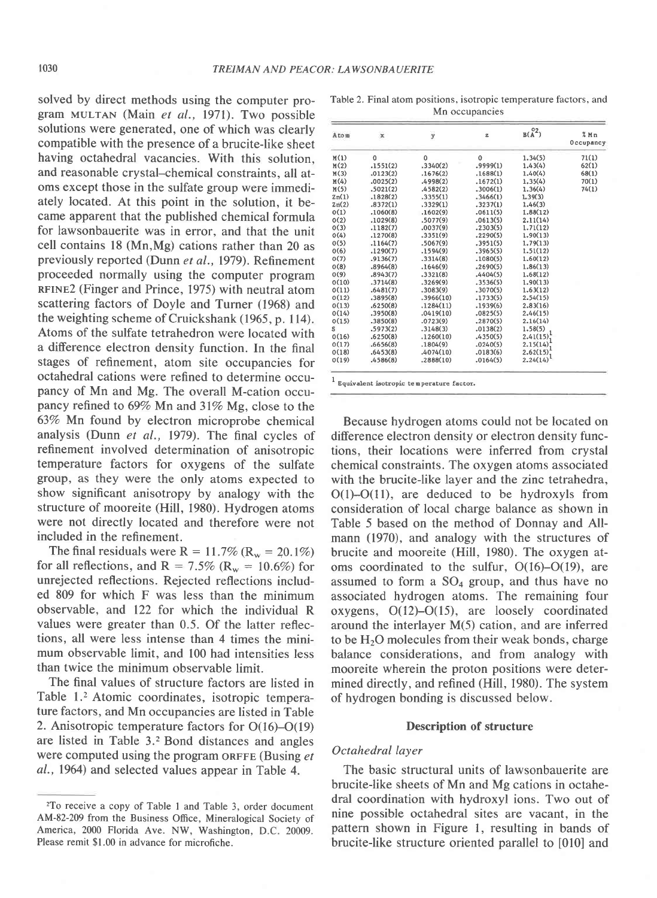solved by direct methods using the computer program MULTAN (Main *et al.*, 1971). Two possible solutions were generated, one of which was clearly compatible with the presence of a brucite-like sheet having octahedral vacancies. With this solution, and reasonable crystal–chemical constraints, all atoms except those in the sulfate group were immediately located. At this point in the solution, it became apparent that the published chemical formula for lawsonbauerite was in error, and that the unit cell contains 18 (Mn,Mg) cations rather than 20 as previously reported (Dunn *et al.*, 1979). Refinement proceeded normally using the computer program RFINE2 (Finger and Prince, 1975) with neutral atom scattering factors of Doyle and Turner (1968) and the weighting scheme of Cruickshank (1965, p. 114). Atoms of the sulfate tetrahedron were located with a difference electron density function. In the final stages of refinement, atom site occupancies for octahedral cations were refined to determine occupancy of Mn and Mg. The overall M-cation occupancy refined to 69% Mn and 31% Mg, close to the 63% Mn found by electron microprobe chemical analysis (Dunn *et al.*, 1979). The final cycles of refinement involved determination of anisotropic temperature factors for oxygens of the sulfate group, as they were the only atoms expected to show significant anisotropy by analogy with the structure of mooreite (Hill, 1980). Hydrogen atoms were not directly located and therefore were not included in the refinement.

The final residuals were R = 11.7% ($R_w$ = 20.1%) for all reflections, and R = 7.5% ($R_w$ = 10.6%) for unrejected reflections. Rejected reflections included 809 for which F was less than the minimum observable, and 122 for which the individual R values were greater than 0.5. Of the latter reflections, all were less intense than 4 times the minimum observable limit, and 100 had intensities less than twice the minimum observable limit.

The final values of structure factors are listed in Table 1.[2] Atomic coordinates, isotropic temperature factors, and Mn occupancies are listed in Table 2. Anisotropic temperature factors for O(16)–O(19) are listed in Table 3.[2] Bond distances and angles were computed using the program ORFFE (Busing *et al.*, 1964) and selected values appear in Table 4.

[2] To receive a copy of Table 1 and Table 3, order document AM-82-209 from the Business Office, Mineralogical Society of America, 2000 Florida Ave. NW, Washington, D.C. 20009. Please remit $1.00 in advance for microfiche.

Table 2. Final atom positions, isotropic temperature factors, and Mn occupancies

| Atom | x | y | z | B(Å$^2$) | % Mn Occupancy |
|---|---|---|---|---|---|
| M(1) | 0 | 0 | 0 | 1.34(5) | 71(1) |
| M(2) | .1551(2) | .3340(2) | .9999(1) | 1.43(4) | 62(1) |
| M(3) | .0123(2) | .1676(2) | .1688(1) | 1.40(4) | 68(1) |
| M(4) | .0025(2) | .4998(2) | .1672(1) | 1.35(4) | 70(1) |
| M(5) | .5021(2) | .4582(2) | .3006(1) | 1.36(4) | 74(1) |
| Zn(1) | .1828(2) | .3355(1) | .3466(1) | 1.39(3) | |
| Zn(2) | .8372(1) | .3329(1) | .3237(1) | 1.46(3) | |
| O(1) | .1060(8) | .1602(9) | .0611(5) | 1.88(12) | |
| O(2) | .1029(8) | .5077(9) | .0613(5) | 2.11(14) | |
| O(3) | .1182(7) | .0037(9) | .2303(5) | 1.71(12) | |
| O(4) | .1270(8) | .3351(9) | .2290(5) | 1.90(13) | |
| O(5) | .1164(7) | .5067(9) | .3951(5) | 1.79(13) | |
| O(6) | .1290(7) | .1594(9) | .3965(5) | 1.51(12) | |
| O(7) | .9136(7) | .3314(8) | .1080(5) | 1.60(12) | |
| O(8) | .8964(8) | .1646(9) | .2690(5) | 1.86(13) | |
| O(9) | .8943(7) | .3321(8) | .4404(5) | 1.68(12) | |
| O(10) | .3714(8) | .3269(9) | .3536(5) | 1.90(13) | |
| O(11) | .6481(7) | .3083(9) | .3070(5) | 1.63(12) | |
| O(12) | .3895(8) | .3966(10) | .1733(5) | 2.54(15) | |
| O(13) | .6250(8) | .1284(11) | .1939(6) | 2.83(16) | |
| O(14) | .3950(8) | .0419(10) | .0825(5) | 2.46(15) | |
| O(15) | .3850(8) | .0723(9) | .2870(5) | 2.16(14) | |
| S | .5973(2) | .3148(3) | .0138(2) | 1.58(5)[1] | |
| O(16) | .6250(8) | .1260(10) | .4350(5) | 2.41(15)[1] | |
| O(17) | .6656(8) | .1804(9) | .0240(5) | 2.15(14)[1] | |
| O(18) | .6453(8) | .4074(10) | .0183(6) | 2.62(15)[1] | |
| O(19) | .4586(8) | .2888(10) | .0164(5) | 2.24(14)[1] | |

[1] Equivalent isotropic temperature factor.

Because hydrogen atoms could not be located on difference electron density or electron density functions, their locations were inferred from crystal chemical constraints. The oxygen atoms associated with the brucite-like layer and the zinc tetrahedra, O(1)–O(11), are deduced to be hydroxyls from consideration of local charge balance as shown in Table 5 based on the method of Donnay and Allmann (1970), and analogy with the structures of brucite and mooreite (Hill, 1980). The oxygen atoms coordinated to the sulfur, O(16)–O(19), are assumed to form a $SO_4$ group, and thus have no associated hydrogen atoms. The remaining four oxygens, O(12)–O(15), are loosely coordinated around the interlayer M(5) cation, and are inferred to be $H_2O$ molecules from their weak bonds, charge balance considerations, and from analogy with mooreite wherein the proton positions were determined directly, and refined (Hill, 1980). The system of hydrogen bonding is discussed below.

## Description of structure

### *Octahedral layer*

The basic structural units of lawsonbauerite are brucite-like sheets of Mn and Mg cations in octahedral coordination with hydroxyl ions. Two out of nine possible octahedral sites are vacant, in the pattern shown in Figure 1, resulting in bands of brucite-like structure oriented parallel to [010] and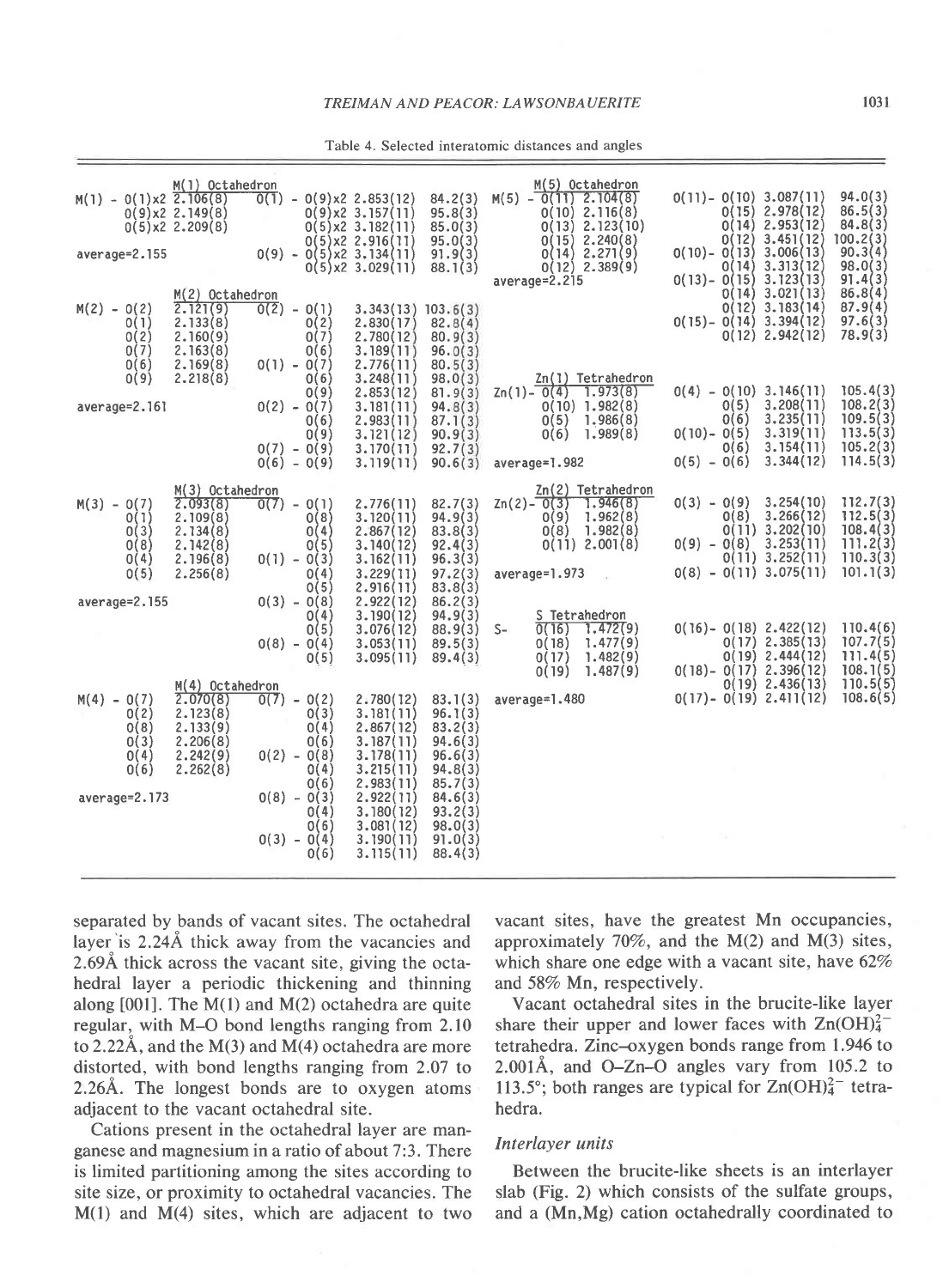Table 4. Selected interatomic distances and angles

**M(1) Octahedron**

| Bond | Distance (Å) | O–O | Distance (Å) | Angle (°) |
|---|---|---|---|---|
| M(1) - O(1)x2 | 2.106(8) | O(1) - O(9)x2 | 2.853(12) | 84.2(3) |
| O(9)x2 | 2.149(8) | O(9)x2 | 3.157(11) | 95.8(3) |
| O(5)x2 | 2.209(8) | O(5)x2 | 3.182(11) | 85.0(3) |
| | | O(5)x2 | 2.916(11) | 95.0(3) |
| average=2.155 | | O(9) - O(5)x2 | 3.134(11) | 91.9(3) |
| | | O(5)x2 | 3.029(11) | 88.1(3) |

**M(2) Octahedron**

| Bond | Distance (Å) | O–O | Distance (Å) | Angle (°) |
|---|---|---|---|---|
| M(2) - O(2) | 2.121(9) | O(2) - O(1) | 3.343(13) | 103.6(3) |
| O(1) | 2.133(8) | O(2) | 2.830(17) | 82.8(4) |
| O(2) | 2.160(9) | O(7) | 2.780(12) | 80.9(3) |
| O(7) | 2.163(8) | O(6) | 3.189(11) | 96.0(3) |
| O(6) | 2.169(8) | O(1) - O(7) | 2.776(11) | 80.5(3) |
| O(9) | 2.218(8) | O(6) | 3.248(11) | 98.0(3) |
| | | O(9) | 2.853(12) | 81.9(3) |
| average=2.161 | | O(2) - O(7) | 3.181(11) | 94.8(3) |
| | | O(6) | 2.983(11) | 87.1(3) |
| | | O(9) | 3.121(12) | 90.9(3) |
| | | O(7) - O(9) | 3.170(11) | 92.7(3) |
| | | O(6) - O(9) | 3.119(11) | 90.6(3) |

**M(3) Octahedron**

| Bond | Distance (Å) | O–O | Distance (Å) | Angle (°) |
|---|---|---|---|---|
| M(3) - O(7) | 2.093(8) | O(7) - O(1) | 2.776(11) | 82.7(3) |
| O(1) | 2.109(8) | O(8) | 3.120(11) | 94.9(3) |
| O(3) | 2.134(8) | O(4) | 2.867(12) | 83.8(3) |
| O(8) | 2.142(8) | O(5) | 3.140(12) | 92.4(3) |
| O(4) | 2.196(8) | O(1) - O(3) | 3.162(11) | 96.3(3) |
| O(5) | 2.256(8) | O(4) | 3.229(11) | 97.2(3) |
| | | O(5) | 2.916(11) | 83.8(3) |
| average=2.155 | | O(3) - O(8) | 2.922(12) | 86.2(3) |
| | | O(4) | 3.190(12) | 94.9(3) |
| | | O(5) | 3.076(12) | 88.9(3) |
| | | O(8) - O(4) | 3.053(11) | 89.5(3) |
| | | O(5) | 3.095(11) | 89.4(3) |

**M(4) Octahedron**

| Bond | Distance (Å) | O–O | Distance (Å) | Angle (°) |
|---|---|---|---|---|
| M(4) - O(7) | 2.070(8) | O(7) - O(2) | 2.780(12) | 83.1(3) |
| O(2) | 2.123(8) | O(3) | 3.181(11) | 96.1(3) |
| O(8) | 2.133(9) | O(4) | 2.867(12) | 83.2(3) |
| O(3) | 2.206(8) | O(6) | 3.187(11) | 94.6(3) |
| O(4) | 2.242(9) | O(2) - O(8) | 3.178(11) | 96.6(3) |
| O(6) | 2.262(8) | O(4) | 3.215(11) | 94.8(3) |
| | | O(6) | 2.983(11) | 85.7(3) |
| average=2.173 | | O(8) - O(3) | 2.922(11) | 84.6(3) |
| | | O(4) | 3.180(12) | 93.2(3) |
| | | O(6) | 3.081(12) | 98.0(3) |
| | | O(3) - O(4) | 3.190(11) | 91.0(3) |
| | | O(6) | 3.115(11) | 88.4(3) |

**M(5) Octahedron**

| Bond | Distance (Å) | O–O | Distance (Å) | Angle (°) |
|---|---|---|---|---|
| M(5) - O(11) | 2.104(8) | O(11)- O(10) | 3.087(11) | 94.0(3) |
| O(10) | 2.116(8) | O(15) | 2.978(12) | 86.5(3) |
| O(13) | 2.123(10) | O(14) | 2.953(12) | 84.8(3) |
| O(15) | 2.240(8) | O(12) | 3.451(12) | 100.2(3) |
| O(14) | 2.271(9) | O(10)- O(13) | 3.006(13) | 90.3(4) |
| O(12) | 2.389(9) | O(14) | 3.313(12) | 98.0(3) |
| average=2.215 | | O(13)- O(15) | 3.123(13) | 91.4(3) |
| | | O(14) | 3.021(13) | 86.8(4) |
| | | O(12) | 3.183(14) | 87.9(4) |
| | | O(15)- O(14) | 3.394(12) | 97.6(3) |
| | | O(12) | 2.942(12) | 78.9(3) |

**Zn(1) Tetrahedron**

| Bond | Distance (Å) | O–O | Distance (Å) | Angle (°) |
|---|---|---|---|---|
| Zn(1)- O(4) | 1.973(8) | O(4) - O(10) | 3.146(11) | 105.4(3) |
| O(10) | 1.982(8) | O(5) | 3.208(11) | 108.2(3) |
| O(5) | 1.986(8) | O(6) | 3.235(11) | 109.5(3) |
| O(6) | 1.989(8) | O(10)- O(5) | 3.319(11) | 113.5(3) |
| | | O(6) | 3.154(11) | 105.2(3) |
| average=1.982 | | O(5) - O(6) | 3.344(12) | 114.5(3) |

**Zn(2) Tetrahedron**

| Bond | Distance (Å) | O–O | Distance (Å) | Angle (°) |
|---|---|---|---|---|
| Zn(2)- O(3) | 1.946(8) | O(3) - O(9) | 3.254(10) | 112.7(3) |
| O(9) | 1.962(8) | O(8) | 3.266(12) | 112.5(3) |
| O(8) | 1.982(8) | O(11) | 3.202(10) | 108.4(3) |
| O(11) | 2.001(8) | O(9) - O(8) | 3.253(11) | 111.2(3) |
| | | O(11) | 3.252(11) | 110.3(3) |
| average=1.973 | | O(8) - O(11) | 3.075(11) | 101.1(3) |

**S Tetrahedron**

| Bond | Distance (Å) | O–O | Distance (Å) | Angle (°) |
|---|---|---|---|---|
| S- O(16) | 1.472(9) | O(16)- O(18) | 2.422(12) | 110.4(6) |
| O(18) | 1.477(9) | O(17) | 2.385(13) | 107.7(5) |
| O(17) | 1.482(9) | O(19) | 2.444(12) | 111.4(5) |
| O(19) | 1.487(9) | O(18)- O(17) | 2.396(12) | 108.1(5) |
| | | O(19) | 2.436(13) | 110.5(5) |
| average=1.480 | | O(17)- O(19) | 2.411(12) | 108.6(5) |

separated by bands of vacant sites. The octahedral layer is 2.24Å thick away from the vacancies and 2.69Å thick across the vacant site, giving the octahedral layer a periodic thickening and thinning along [001]. The M(1) and M(2) octahedra are quite regular, with M–O bond lengths ranging from 2.10 to 2.22Å, and the M(3) and M(4) octahedra are more distorted, with bond lengths ranging from 2.07 to 2.26Å. The longest bonds are to oxygen atoms adjacent to the vacant octahedral site.

Cations present in the octahedral layer are manganese and magnesium in a ratio of about 7:3. There is limited partitioning among the sites according to site size, or proximity to octahedral vacancies. The M(1) and M(4) sites, which are adjacent to two vacant sites, have the greatest Mn occupancies, approximately 70%, and the M(2) and M(3) sites, which share one edge with a vacant site, have 62% and 58% Mn, respectively.

Vacant octahedral sites in the brucite-like layer share their upper and lower faces with $Zn(OH)_4^{2-}$ tetrahedra. Zinc–oxygen bonds range from 1.946 to 2.001Å, and O–Zn–O angles vary from 105.2 to 113.5°; both ranges are typical for $Zn(OH)_4^{2-}$ tetrahedra.

### *Interlayer units*

Between the brucite-like sheets is an interlayer slab (Fig. 2) which consists of the sulfate groups, and a (Mn,Mg) cation octahedrally coordinated to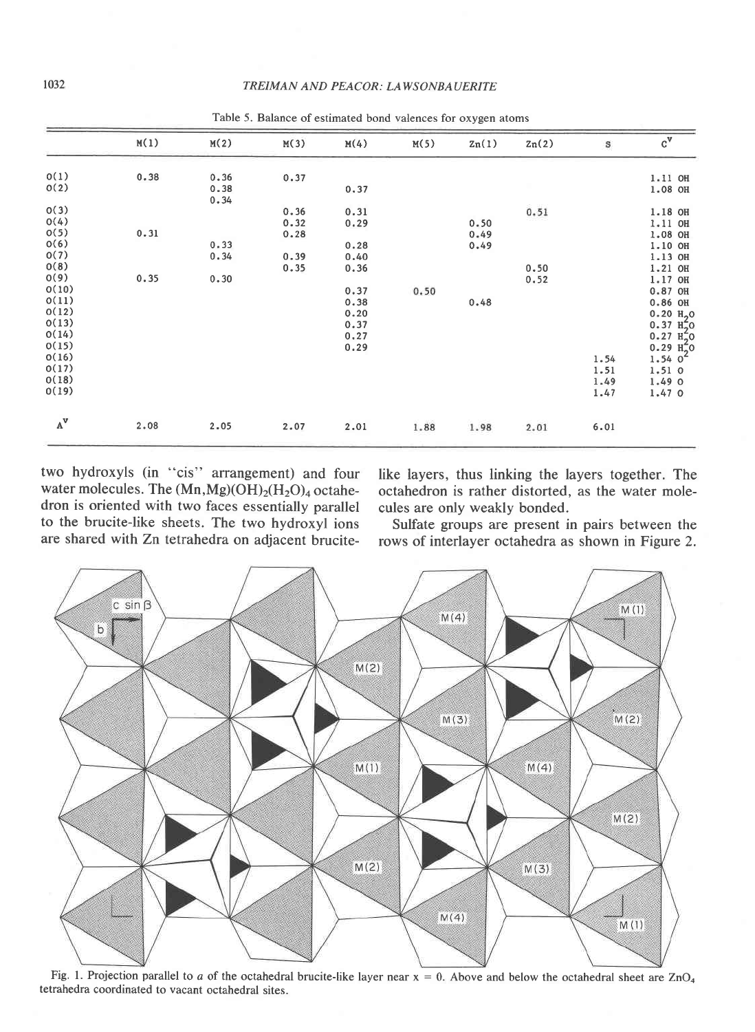Table 5. Balance of estimated bond valences for oxygen atoms

| | M(1) | M(2) | M(3) | M(4) | M(5) | Zn(1) | Zn(2) | S | $C^v$ |
|---|---|---|---|---|---|---|---|---|---|
| O(1) | 0.38 | 0.36 | 0.37 | | | | | | 1.11 OH |
| O(2) | | 0.38<br>0.34 | | 0.37 | | | | | 1.08 OH |
| O(3) | | | 0.36 | 0.31 | | | 0.51 | | 1.18 OH |
| O(4) | | | 0.32 | 0.29 | | 0.50 | | | 1.11 OH |
| O(5) | 0.31 | | 0.28 | | | 0.49 | | | 1.08 OH |
| O(6) | | 0.33 | | 0.28 | | 0.49 | | | 1.10 OH |
| O(7) | | 0.34 | 0.39 | 0.40 | | | | | 1.13 OH |
| O(8) | | | 0.35 | 0.36 | | | 0.50 | | 1.21 OH |
| O(9) | 0.35 | 0.30 | | | | | 0.52 | | 1.17 OH |
| O(10) | | | | 0.37 | 0.50 | | | | 0.87 OH |
| O(11) | | | | 0.38 | | 0.48 | | | 0.86 OH |
| O(12) | | | | 0.20 | | | | | 0.20 $H_2O$ |
| O(13) | | | | 0.37 | | | | | 0.37 $H_2O$ |
| O(14) | | | | 0.27 | | | | | 0.27 $H_2O$ |
| O(15) | | | | 0.29 | | | | | 0.29 $H_2O$ |
| O(16) | | | | | | | | 1.54 | 1.54 O |
| O(17) | | | | | | | | 1.51 | 1.51 O |
| O(18) | | | | | | | | 1.49 | 1.49 O |
| O(19) | | | | | | | | 1.47 | 1.47 O |
| $A^v$ | 2.08 | 2.05 | 2.07 | 2.01 | 1.88 | 1.98 | 2.01 | 6.01 | |

two hydroxyls (in "cis" arrangement) and four water molecules. The $(Mn,Mg)(OH)_2(H_2O)_4$ octahedron is oriented with two faces essentially parallel to the brucite-like sheets. The two hydroxyl ions are shared with Zn tetrahedra on adjacent brucite-like layers, thus linking the layers together. The octahedron is rather distorted, as the water molecules are only weakly bonded.

Sulfate groups are present in pairs between the rows of interlayer octahedra as shown in Figure 2.

Fig. 1. Projection parallel to *a* of the octahedral brucite-like layer near x = 0. Above and below the octahedral sheet are $ZnO_4$ tetrahedra coordinated to vacant octahedral sites.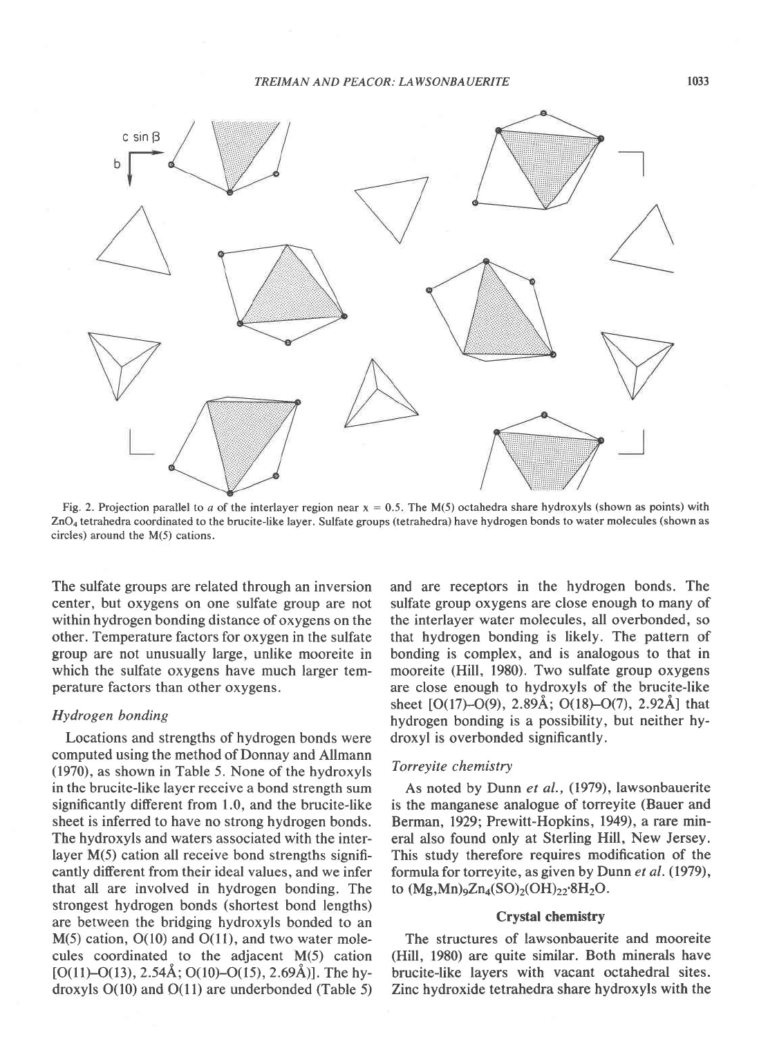Fig. 2. Projection parallel to *a* of the interlayer region near x = 0.5. The M(5) octahedra share hydroxyls (shown as points) with $ZnO_4$ tetrahedra coordinated to the brucite-like layer. Sulfate groups (tetrahedra) have hydrogen bonds to water molecules (shown as circles) around the M(5) cations.

The sulfate groups are related through an inversion center, but oxygens on one sulfate group are not within hydrogen bonding distance of oxygens on the other. Temperature factors for oxygen in the sulfate group are not unusually large, unlike mooreite in which the sulfate oxygens have much larger temperature factors than other oxygens.

### Hydrogen bonding

Locations and strengths of hydrogen bonds were computed using the method of Donnay and Allmann (1970), as shown in Table 5. None of the hydroxyls in the brucite-like layer receive a bond strength sum significantly different from 1.0, and the brucite-like sheet is inferred to have no strong hydrogen bonds. The hydroxyls and waters associated with the interlayer M(5) cation all receive bond strengths significantly different from their ideal values, and we infer that all are involved in hydrogen bonding. The strongest hydrogen bonds (shortest bond lengths) are between the bridging hydroxyls bonded to an M(5) cation, O(10) and O(11), and two water molecules coordinated to the adjacent M(5) cation [O(11)–O(13), 2.54Å; O(10)–O(15), 2.69Å)]. The hydroxyls O(10) and O(11) are underbonded (Table 5) and are receptors in the hydrogen bonds. The sulfate group oxygens are close enough to many of the interlayer water molecules, all overbonded, so that hydrogen bonding is likely. The pattern of bonding is complex, and is analogous to that in mooreite (Hill, 1980). Two sulfate group oxygens are close enough to hydroxyls of the brucite-like sheet [O(17)–O(9), 2.89Å; O(18)–O(7), 2.92Å] that hydrogen bonding is a possibility, but neither hydroxyl is overbonded significantly.

### Torreyite chemistry

As noted by Dunn *et al.*, (1979), lawsonbauerite is the manganese analogue of torreyite (Bauer and Berman, 1929; Prewitt-Hopkins, 1949), a rare mineral also found only at Sterling Hill, New Jersey. This study therefore requires modification of the formula for torreyite, as given by Dunn *et al.* (1979), to $(Mg,Mn)_9Zn_4(SO)_2(OH)_{22}{\cdot}8H_2O$.

## Crystal chemistry

The structures of lawsonbauerite and mooreite (Hill, 1980) are quite similar. Both minerals have brucite-like layers with vacant octahedral sites. Zinc hydroxide tetrahedra share hydroxyls with the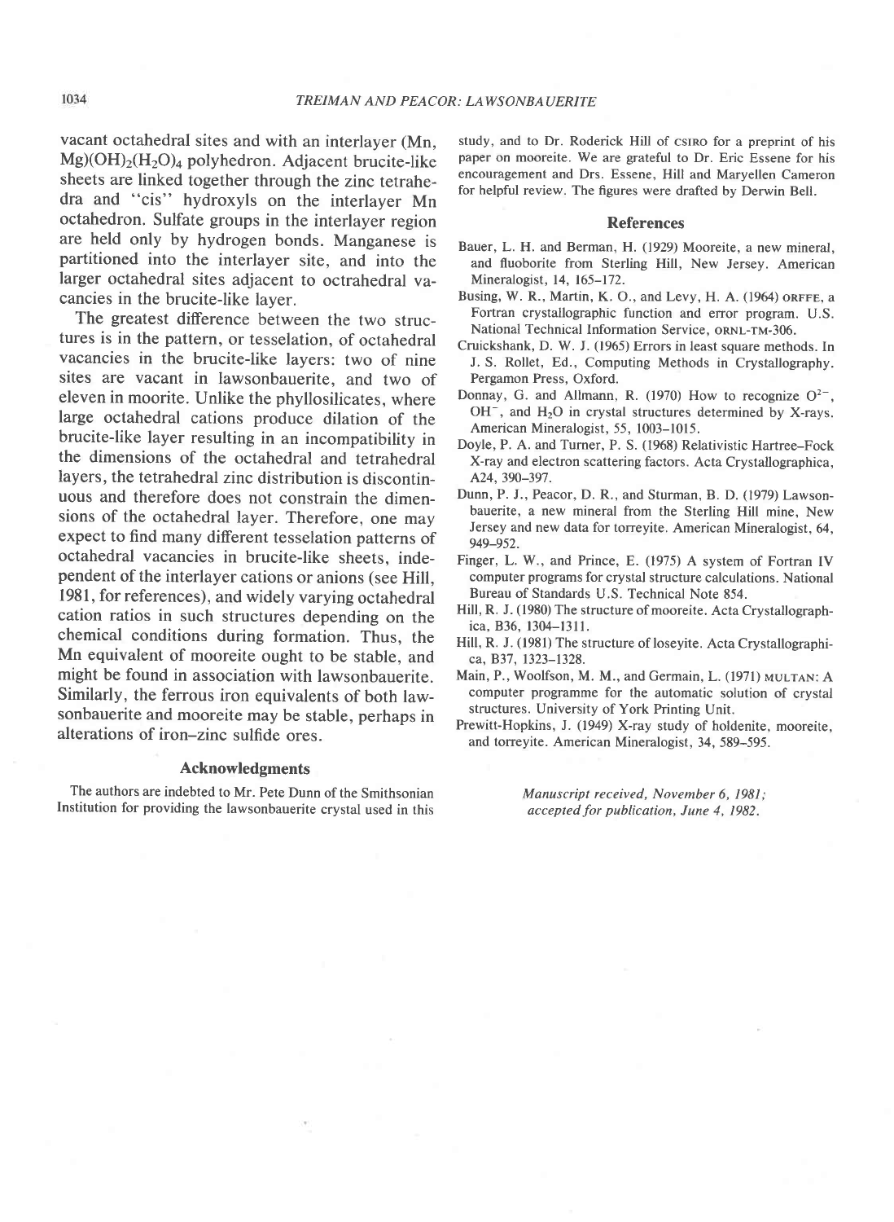vacant octahedral sites and with an interlayer (Mn, Mg)$(OH)_2(H_2O)_4$ polyhedron. Adjacent brucite-like sheets are linked together through the zinc tetrahedra and "cis" hydroxyls on the interlayer Mn octahedron. Sulfate groups in the interlayer region are held only by hydrogen bonds. Manganese is partitioned into the interlayer site, and into the larger octahedral sites adjacent to octrahedral vacancies in the brucite-like layer.

The greatest difference between the two structures is in the pattern, or tesselation, of octahedral vacancies in the brucite-like layers: two of nine sites are vacant in lawsonbauerite, and two of eleven in moorite. Unlike the phyllosilicates, where large octahedral cations produce dilation of the brucite-like layer resulting in an incompatibility in the dimensions of the octahedral and tetrahedral layers, the tetrahedral zinc distribution is discontinuous and therefore does not constrain the dimensions of the octahedral layer. Therefore, one may expect to find many different tesselation patterns of octahedral vacancies in brucite-like sheets, independent of the interlayer cations or anions (see Hill, 1981, for references), and widely varying octahedral cation ratios in such structures depending on the chemical conditions during formation. Thus, the Mn equivalent of mooreite ought to be stable, and might be found in association with lawsonbauerite. Similarly, the ferrous iron equivalents of both lawsonbauerite and mooreite may be stable, perhaps in alterations of iron–zinc sulfide ores.

## Acknowledgments

The authors are indebted to Mr. Pete Dunn of the Smithsonian Institution for providing the lawsonbauerite crystal used in this study, and to Dr. Roderick Hill of CSIRO for a preprint of his paper on mooreite. We are grateful to Dr. Eric Essene for his encouragement and Drs. Essene, Hill and Maryellen Cameron for helpful review. The figures were drafted by Derwin Bell.

## References

Bauer, L. H. and Berman, H. (1929) Mooreite, a new mineral, and fluoborite from Sterling Hill, New Jersey. American Mineralogist, 14, 165–172.

Busing, W. R., Martin, K. O., and Levy, H. A. (1964) ORFFE, a Fortran crystallographic function and error program. U.S. National Technical Information Service, ORNL-TM-306.

Cruickshank, D. W. J. (1965) Errors in least square methods. In J. S. Rollet, Ed., Computing Methods in Crystallography. Pergamon Press, Oxford.

Donnay, G. and Allmann, R. (1970) How to recognize $O^{2-}$, $OH^-$, and $H_2O$ in crystal structures determined by X-rays. American Mineralogist, 55, 1003–1015.

Doyle, P. A. and Turner, P. S. (1968) Relativistic Hartree–Fock X-ray and electron scattering factors. Acta Crystallographica, A24, 390–397.

Dunn, P. J., Peacor, D. R., and Sturman, B. D. (1979) Lawsonbauerite, a new mineral from the Sterling Hill mine, New Jersey and new data for torreyite. American Mineralogist, 64, 949–952.

Finger, L. W., and Prince, E. (1975) A system of Fortran IV computer programs for crystal structure calculations. National Bureau of Standards U.S. Technical Note 854.

Hill, R. J. (1980) The structure of mooreite. Acta Crystallographica, B36, 1304–1311.

Hill, R. J. (1981) The structure of loseyite. Acta Crystallographica, B37, 1323–1328.

Main, P., Woolfson, M. M., and Germain, L. (1971) MULTAN: A computer programme for the automatic solution of crystal structures. University of York Printing Unit.

Prewitt-Hopkins, J. (1949) X-ray study of holdenite, mooreite, and torreyite. American Mineralogist, 34, 589–595.

*Manuscript received, November 6, 1981; accepted for publication, June 4, 1982.*